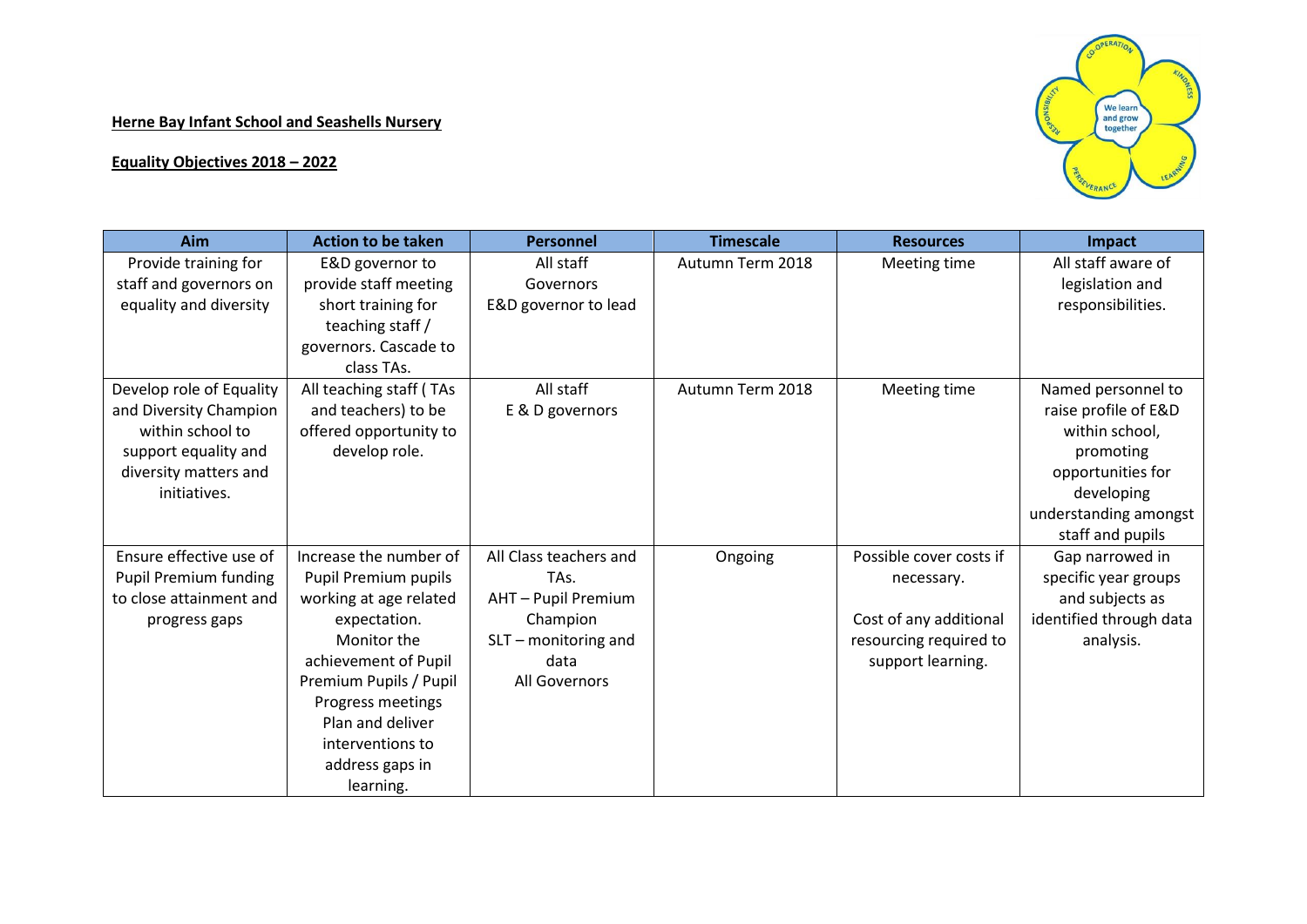**Herne Bay Infant School and Seashells Nursery**

**Equality Objectives 2018 – 2022**

| Aim | Action to be taken | Personnel | Timescale | Resources | Impact |
|---|---|---|---|---|---|
| Provide training for staff and governors on equality and diversity | E&D governor to provide staff meeting short training for teaching staff / governors. Cascade to class TAs. | All staff<br>Governors<br>E&D governor to lead | Autumn Term 2018 | Meeting time | All staff aware of legislation and responsibilities. |
| Develop role of Equality and Diversity Champion within school to support equality and diversity matters and initiatives. | All teaching staff ( TAs and teachers) to be offered opportunity to develop role. | All staff<br>E & D governors | Autumn Term 2018 | Meeting time | Named personnel to raise profile of E&D within school, promoting opportunities for developing understanding amongst staff and pupils |
| Ensure effective use of Pupil Premium funding to close attainment and progress gaps | Increase the number of Pupil Premium pupils working at age related expectation.<br>Monitor the achievement of Pupil Premium Pupils / Pupil Progress meetings<br>Plan and deliver interventions to address gaps in learning. | All Class teachers and TAs.<br>AHT – Pupil Premium Champion<br>SLT – monitoring and data<br>All Governors | Ongoing | Possible cover costs if necessary.<br><br>Cost of any additional resourcing required to support learning. | Gap narrowed in specific year groups and subjects as identified through data analysis. |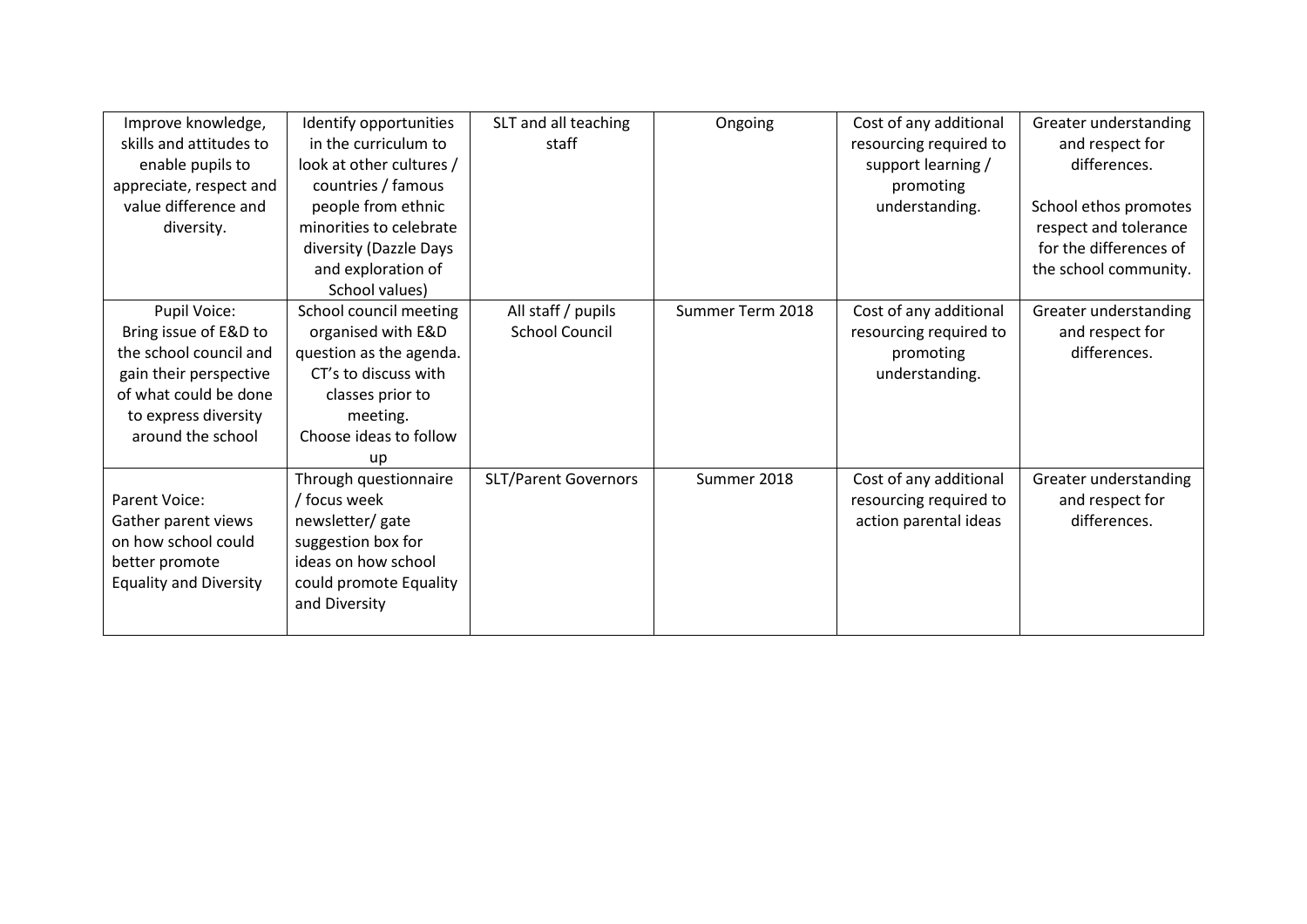| | | | | | |
|---|---|---|---|---|---|
| Improve knowledge, skills and attitudes to enable pupils to appreciate, respect and value difference and diversity. | Identify opportunities in the curriculum to look at other cultures / countries / famous people from ethnic minorities to celebrate diversity (Dazzle Days and exploration of School values) | SLT and all teaching staff | Ongoing | Cost of any additional resourcing required to support learning / promoting understanding. | Greater understanding and respect for differences.<br><br>School ethos promotes respect and tolerance for the differences of the school community. |
| Pupil Voice: Bring issue of E&D to the school council and gain their perspective of what could be done to express diversity around the school | School council meeting organised with E&D question as the agenda. CT's to discuss with classes prior to meeting. Choose ideas to follow up | All staff / pupils School Council | Summer Term 2018 | Cost of any additional resourcing required to promoting understanding. | Greater understanding and respect for differences. |
| Parent Voice: Gather parent views on how school could better promote Equality and Diversity | Through questionnaire / focus week newsletter/ gate suggestion box for ideas on how school could promote Equality and Diversity | SLT/Parent Governors | Summer 2018 | Cost of any additional resourcing required to action parental ideas | Greater understanding and respect for differences. |